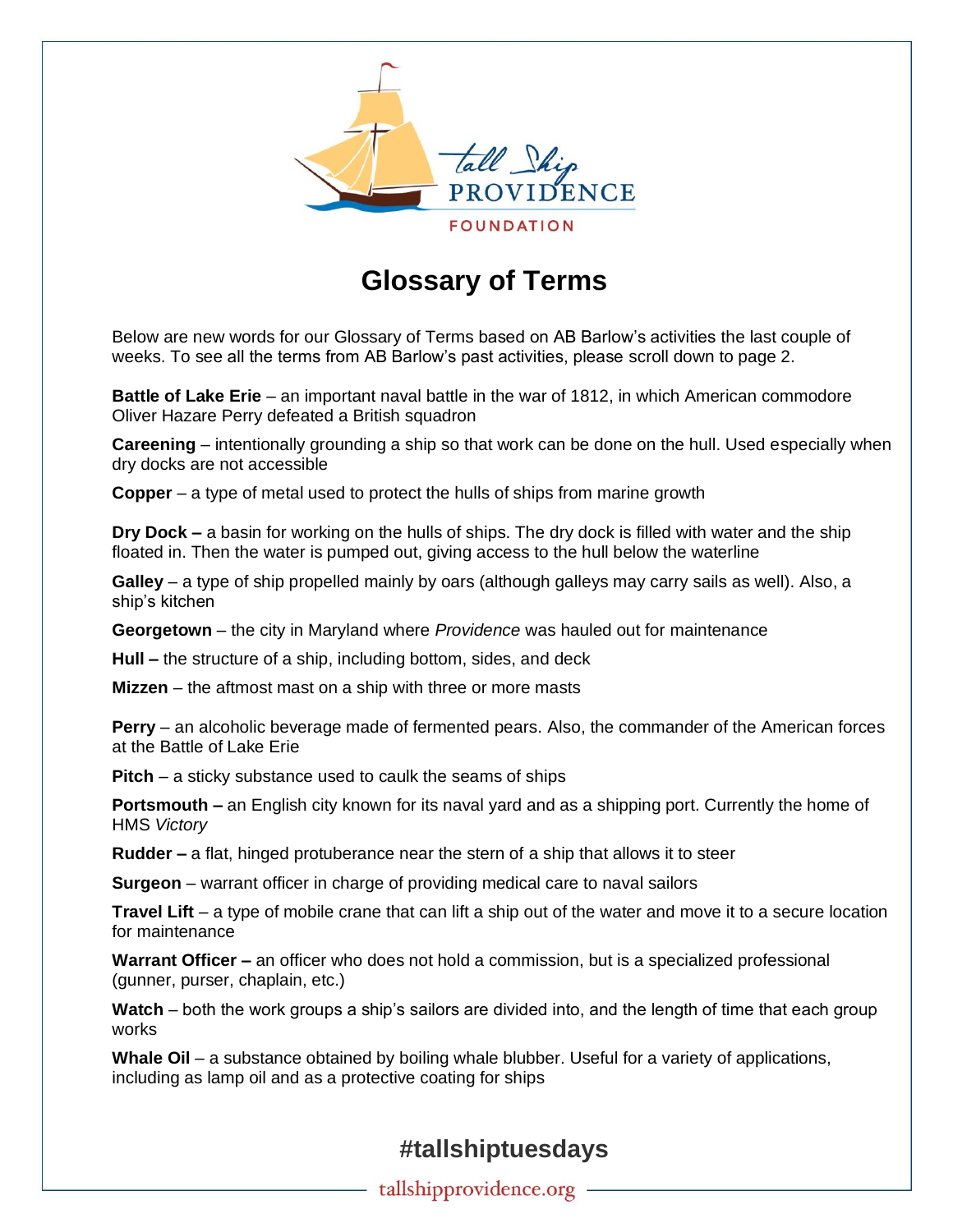# Glossary of Terms

Below are new words for our Glossary of Terms based on AB Barlow's activities the last couple of weeks. To see all the terms from AB Barlow's past activities, please scroll down to page 2.

**Battle of Lake Erie** – an important naval battle in the war of 1812, in which American commodore Oliver Hazare Perry defeated a British squadron

**Careening** – intentionally grounding a ship so that work can be done on the hull. Used especially when dry docks are not accessible

**Copper** – a type of metal used to protect the hulls of ships from marine growth

**Dry Dock –** a basin for working on the hulls of ships. The dry dock is filled with water and the ship floated in. Then the water is pumped out, giving access to the hull below the waterline

**Galley** – a type of ship propelled mainly by oars (although galleys may carry sails as well). Also, a ship's kitchen

**Georgetown** – the city in Maryland where *Providence* was hauled out for maintenance

**Hull –** the structure of a ship, including bottom, sides, and deck

**Mizzen** – the aftmost mast on a ship with three or more masts

**Perry** – an alcoholic beverage made of fermented pears. Also, the commander of the American forces at the Battle of Lake Erie

**Pitch** – a sticky substance used to caulk the seams of ships

**Portsmouth –** an English city known for its naval yard and as a shipping port. Currently the home of HMS *Victory*

**Rudder –** a flat, hinged protuberance near the stern of a ship that allows it to steer

**Surgeon** – warrant officer in charge of providing medical care to naval sailors

**Travel Lift** – a type of mobile crane that can lift a ship out of the water and move it to a secure location for maintenance

**Warrant Officer –** an officer who does not hold a commission, but is a specialized professional (gunner, purser, chaplain, etc.)

**Watch** – both the work groups a ship's sailors are divided into, and the length of time that each group works

**Whale Oil** – a substance obtained by boiling whale blubber. Useful for a variety of applications, including as lamp oil and as a protective coating for ships

**#tallshiptuesdays**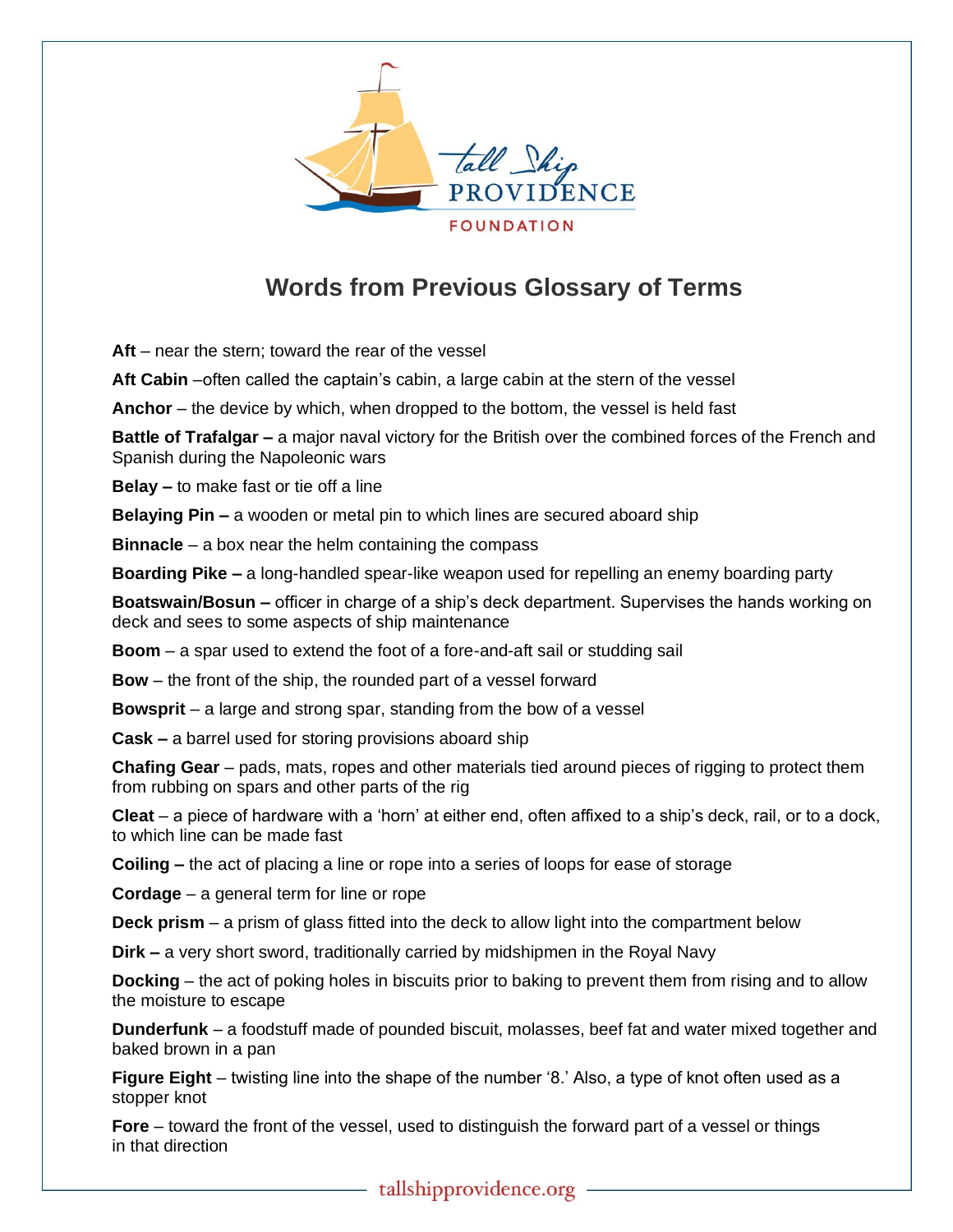# Words from Previous Glossary of Terms

**Aft** – near the stern; toward the rear of the vessel

**Aft Cabin** –often called the captain's cabin, a large cabin at the stern of the vessel

**Anchor** – the device by which, when dropped to the bottom, the vessel is held fast

**Battle of Trafalgar –** a major naval victory for the British over the combined forces of the French and Spanish during the Napoleonic wars

**Belay –** to make fast or tie off a line

**Belaying Pin –** a wooden or metal pin to which lines are secured aboard ship

**Binnacle** – a box near the helm containing the compass

**Boarding Pike –** a long-handled spear-like weapon used for repelling an enemy boarding party

**Boatswain/Bosun –** officer in charge of a ship's deck department. Supervises the hands working on deck and sees to some aspects of ship maintenance

**Boom** – a spar used to extend the foot of a fore-and-aft sail or studding sail

**Bow** – the front of the ship, the rounded part of a vessel forward

**Bowsprit** – a large and strong spar, standing from the bow of a vessel

**Cask –** a barrel used for storing provisions aboard ship

**Chafing Gear** – pads, mats, ropes and other materials tied around pieces of rigging to protect them from rubbing on spars and other parts of the rig

**Cleat** – a piece of hardware with a 'horn' at either end, often affixed to a ship's deck, rail, or to a dock, to which line can be made fast

**Coiling –** the act of placing a line or rope into a series of loops for ease of storage

**Cordage** – a general term for line or rope

**Deck prism** – a prism of glass fitted into the deck to allow light into the compartment below

**Dirk –** a very short sword, traditionally carried by midshipmen in the Royal Navy

**Docking** – the act of poking holes in biscuits prior to baking to prevent them from rising and to allow the moisture to escape

**Dunderfunk** – a foodstuff made of pounded biscuit, molasses, beef fat and water mixed together and baked brown in a pan

**Figure Eight** – twisting line into the shape of the number '8.' Also, a type of knot often used as a stopper knot

**Fore** – toward the front of the vessel, used to distinguish the forward part of a vessel or things in that direction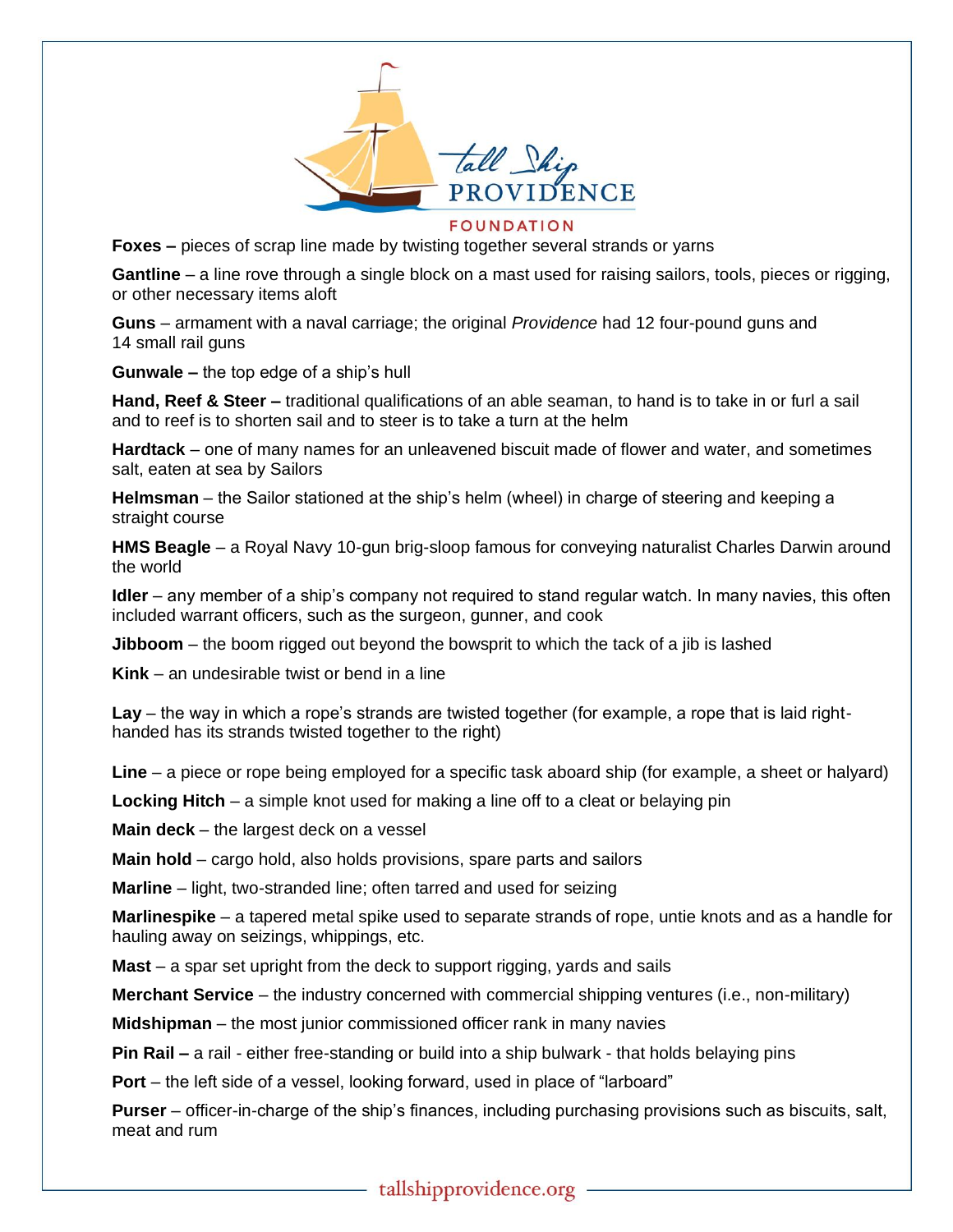**Foxes –** pieces of scrap line made by twisting together several strands or yarns

**Gantline** – a line rove through a single block on a mast used for raising sailors, tools, pieces or rigging, or other necessary items aloft

**Guns** – armament with a naval carriage; the original *Providence* had 12 four-pound guns and 14 small rail guns

**Gunwale –** the top edge of a ship's hull

**Hand, Reef & Steer –** traditional qualifications of an able seaman, to hand is to take in or furl a sail and to reef is to shorten sail and to steer is to take a turn at the helm

**Hardtack** – one of many names for an unleavened biscuit made of flower and water, and sometimes salt, eaten at sea by Sailors

**Helmsman** – the Sailor stationed at the ship's helm (wheel) in charge of steering and keeping a straight course

**HMS Beagle** – a Royal Navy 10-gun brig-sloop famous for conveying naturalist Charles Darwin around the world

**Idler** – any member of a ship's company not required to stand regular watch. In many navies, this often included warrant officers, such as the surgeon, gunner, and cook

**Jibboom** – the boom rigged out beyond the bowsprit to which the tack of a jib is lashed

**Kink** – an undesirable twist or bend in a line

**Lay** – the way in which a rope's strands are twisted together (for example, a rope that is laid right-handed has its strands twisted together to the right)

**Line** – a piece or rope being employed for a specific task aboard ship (for example, a sheet or halyard)

**Locking Hitch** – a simple knot used for making a line off to a cleat or belaying pin

**Main deck** – the largest deck on a vessel

**Main hold** – cargo hold, also holds provisions, spare parts and sailors

**Marline** – light, two-stranded line; often tarred and used for seizing

**Marlinespike** – a tapered metal spike used to separate strands of rope, untie knots and as a handle for hauling away on seizings, whippings, etc.

**Mast** – a spar set upright from the deck to support rigging, yards and sails

**Merchant Service** – the industry concerned with commercial shipping ventures (i.e., non-military)

**Midshipman** – the most junior commissioned officer rank in many navies

**Pin Rail –** a rail - either free-standing or build into a ship bulwark - that holds belaying pins

**Port** – the left side of a vessel, looking forward, used in place of "larboard"

**Purser** – officer-in-charge of the ship's finances, including purchasing provisions such as biscuits, salt, meat and rum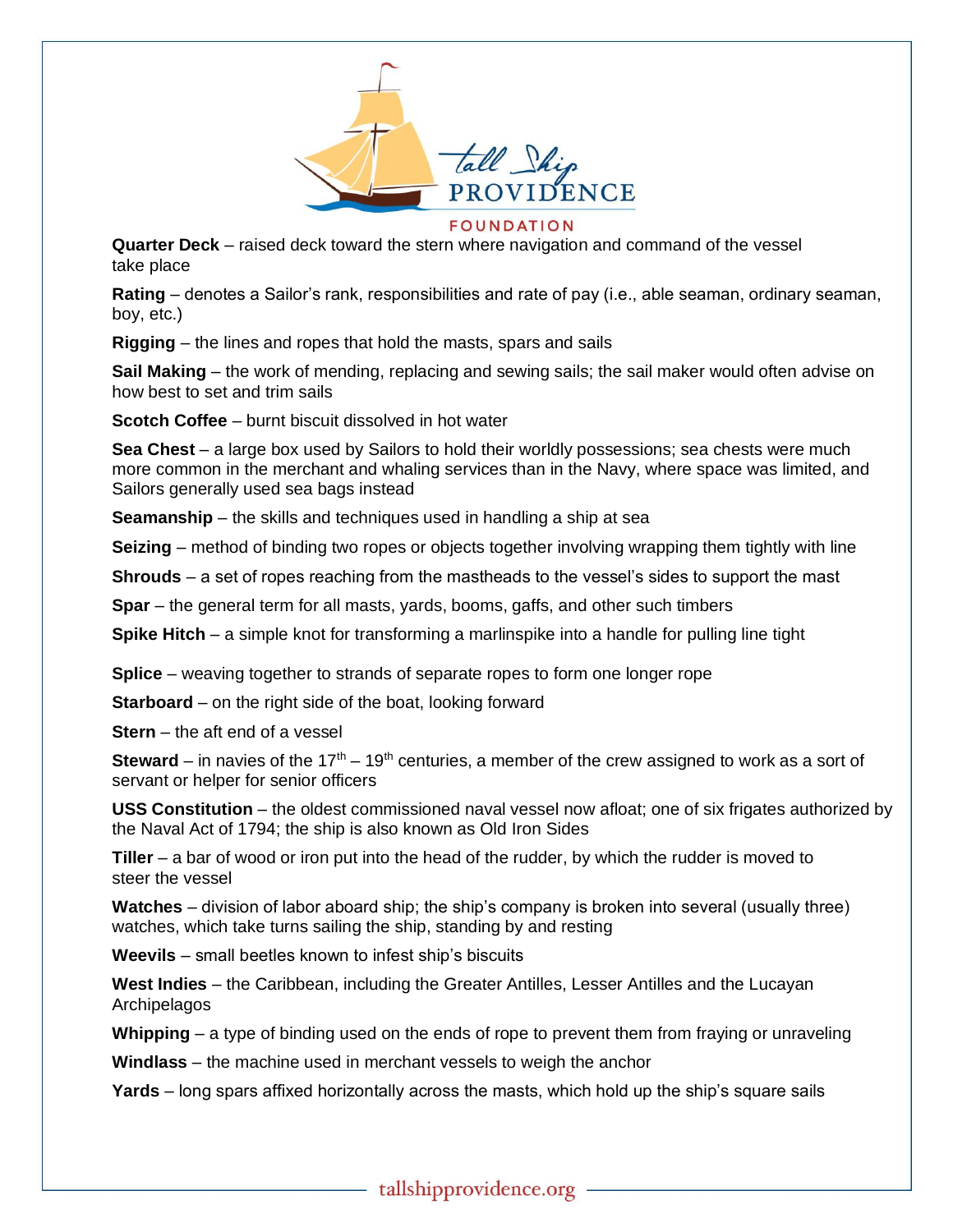**Quarter Deck** – raised deck toward the stern where navigation and command of the vessel take place

**Rating** – denotes a Sailor's rank, responsibilities and rate of pay (i.e., able seaman, ordinary seaman, boy, etc.)

**Rigging** – the lines and ropes that hold the masts, spars and sails

**Sail Making** – the work of mending, replacing and sewing sails; the sail maker would often advise on how best to set and trim sails

**Scotch Coffee** – burnt biscuit dissolved in hot water

**Sea Chest** – a large box used by Sailors to hold their worldly possessions; sea chests were much more common in the merchant and whaling services than in the Navy, where space was limited, and Sailors generally used sea bags instead

**Seamanship** – the skills and techniques used in handling a ship at sea

**Seizing** – method of binding two ropes or objects together involving wrapping them tightly with line

**Shrouds** – a set of ropes reaching from the mastheads to the vessel's sides to support the mast

**Spar** – the general term for all masts, yards, booms, gaffs, and other such timbers

**Spike Hitch** – a simple knot for transforming a marlinspike into a handle for pulling line tight

**Splice** – weaving together to strands of separate ropes to form one longer rope

**Starboard** – on the right side of the boat, looking forward

**Stern** – the aft end of a vessel

**Steward** – in navies of the 17th – 19th centuries, a member of the crew assigned to work as a sort of servant or helper for senior officers

**USS Constitution** – the oldest commissioned naval vessel now afloat; one of six frigates authorized by the Naval Act of 1794; the ship is also known as Old Iron Sides

**Tiller** – a bar of wood or iron put into the head of the rudder, by which the rudder is moved to steer the vessel

**Watches** – division of labor aboard ship; the ship's company is broken into several (usually three) watches, which take turns sailing the ship, standing by and resting

**Weevils** – small beetles known to infest ship's biscuits

**West Indies** – the Caribbean, including the Greater Antilles, Lesser Antilles and the Lucayan Archipelagos

**Whipping** – a type of binding used on the ends of rope to prevent them from fraying or unraveling

**Windlass** – the machine used in merchant vessels to weigh the anchor

**Yards** – long spars affixed horizontally across the masts, which hold up the ship's square sails